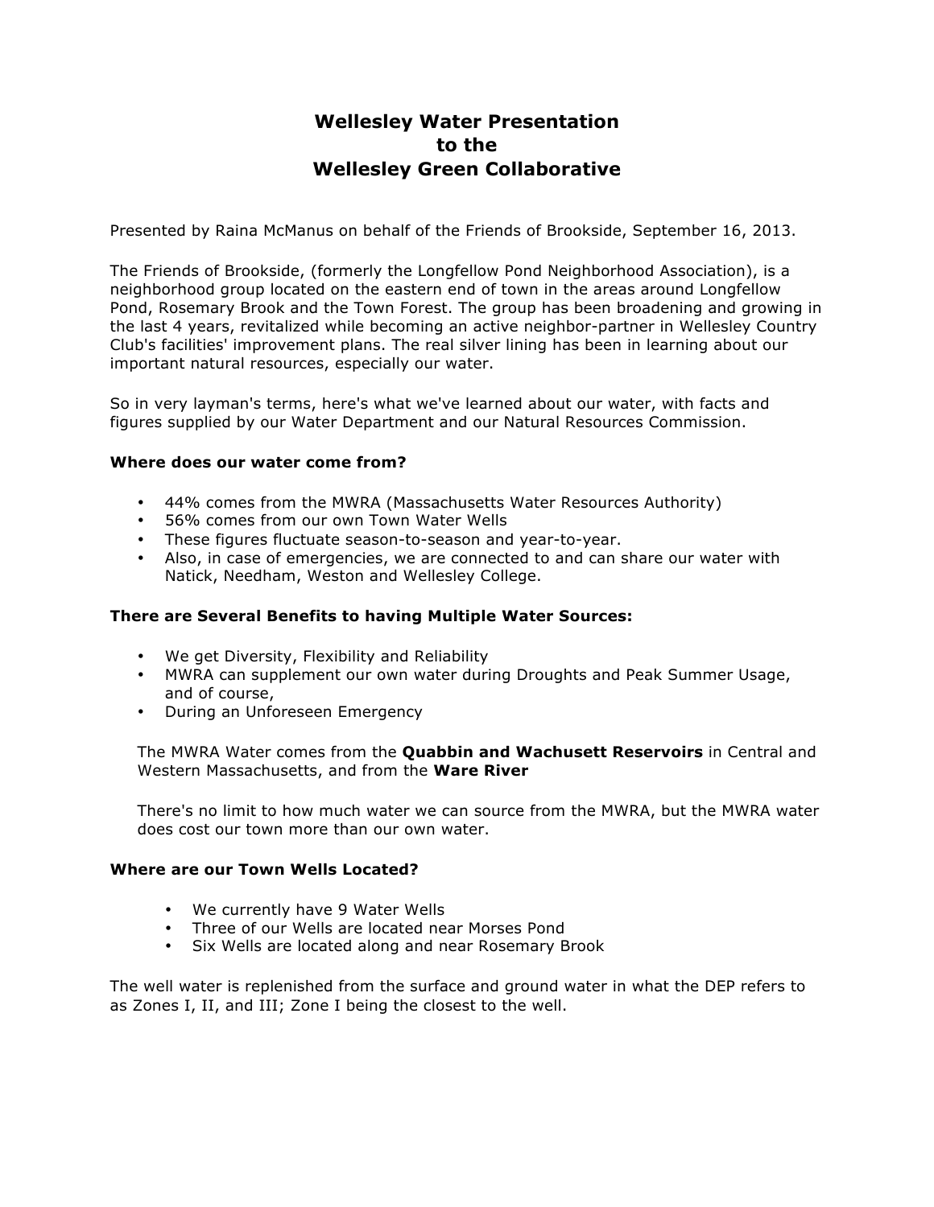# Wellesley Water Presentation to the Wellesley Green Collaborative

Presented by Raina McManus on behalf of the Friends of Brookside, September 16, 2013.

The Friends of Brookside, (formerly the Longfellow Pond Neighborhood Association), is a neighborhood group located on the eastern end of town in the areas around Longfellow Pond, Rosemary Brook and the Town Forest. The group has been broadening and growing in the last 4 years, revitalized while becoming an active neighbor-partner in Wellesley Country Club's facilities' improvement plans. The real silver lining has been in learning about our important natural resources, especially our water.

So in very layman's terms, here's what we've learned about our water, with facts and figures supplied by our Water Department and our Natural Resources Commission.

**Where does our water come from?**

- 44% comes from the MWRA (Massachusetts Water Resources Authority)
- 56% comes from our own Town Water Wells
- These figures fluctuate season-to-season and year-to-year.
- Also, in case of emergencies, we are connected to and can share our water with Natick, Needham, Weston and Wellesley College.

**There are Several Benefits to having Multiple Water Sources:**

- We get Diversity, Flexibility and Reliability
- MWRA can supplement our own water during Droughts and Peak Summer Usage, and of course,
- During an Unforeseen Emergency

The MWRA Water comes from the **Quabbin and Wachusett Reservoirs** in Central and Western Massachusetts, and from the **Ware River**

There's no limit to how much water we can source from the MWRA, but the MWRA water does cost our town more than our own water.

**Where are our Town Wells Located?**

- We currently have 9 Water Wells
- Three of our Wells are located near Morses Pond
- Six Wells are located along and near Rosemary Brook

The well water is replenished from the surface and ground water in what the DEP refers to as Zones I, II, and III; Zone I being the closest to the well.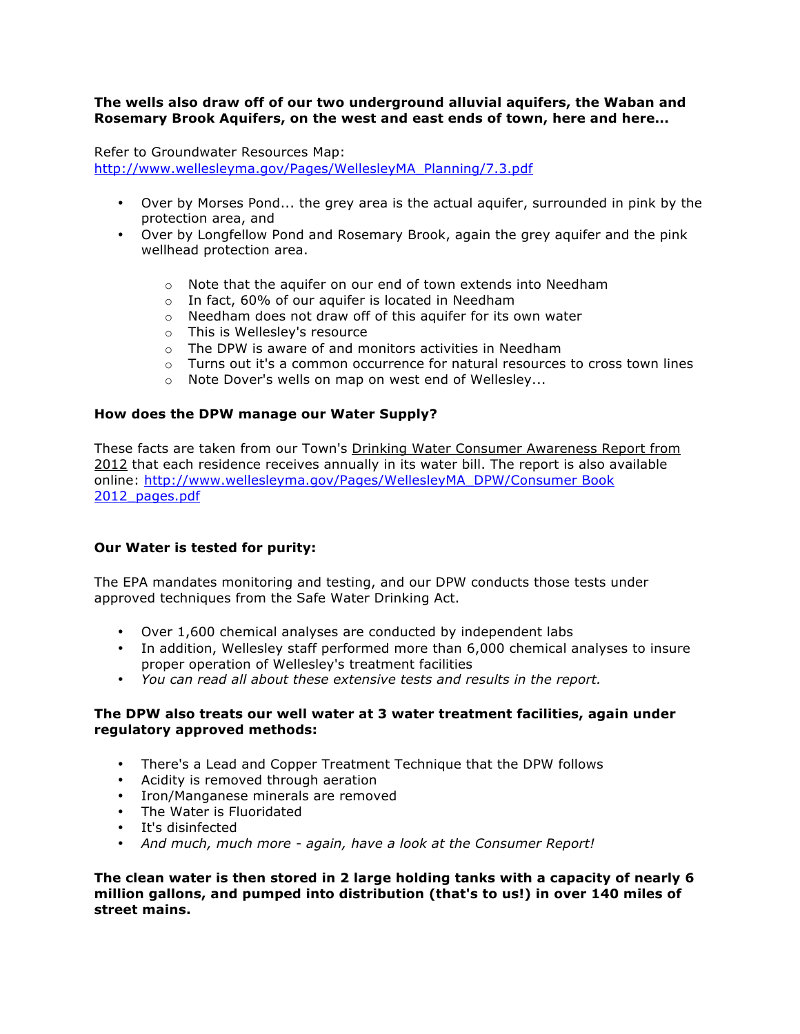**The wells also draw off of our two underground alluvial aquifers, the Waban and Rosemary Brook Aquifers, on the west and east ends of town, here and here...**

Refer to Groundwater Resources Map:
http://www.wellesleyma.gov/Pages/WellesleyMA_Planning/7.3.pdf

- Over by Morses Pond... the grey area is the actual aquifer, surrounded in pink by the protection area, and
- Over by Longfellow Pond and Rosemary Brook, again the grey aquifer and the pink wellhead protection area.
    - Note that the aquifer on our end of town extends into Needham
    - In fact, 60% of our aquifer is located in Needham
    - Needham does not draw off of this aquifer for its own water
    - This is Wellesley's resource
    - The DPW is aware of and monitors activities in Needham
    - Turns out it's a common occurrence for natural resources to cross town lines
    - Note Dover's wells on map on west end of Wellesley...

**How does the DPW manage our Water Supply?**

These facts are taken from our Town's Drinking Water Consumer Awareness Report from 2012 that each residence receives annually in its water bill. The report is also available online: http://www.wellesleyma.gov/Pages/WellesleyMA_DPW/Consumer Book 2012_pages.pdf

**Our Water is tested for purity:**

The EPA mandates monitoring and testing, and our DPW conducts those tests under approved techniques from the Safe Water Drinking Act.

- Over 1,600 chemical analyses are conducted by independent labs
- In addition, Wellesley staff performed more than 6,000 chemical analyses to insure proper operation of Wellesley's treatment facilities
- *You can read all about these extensive tests and results in the report.*

**The DPW also treats our well water at 3 water treatment facilities, again under regulatory approved methods:**

- There's a Lead and Copper Treatment Technique that the DPW follows
- Acidity is removed through aeration
- Iron/Manganese minerals are removed
- The Water is Fluoridated
- It's disinfected
- *And much, much more - again, have a look at the Consumer Report!*

**The clean water is then stored in 2 large holding tanks with a capacity of nearly 6 million gallons, and pumped into distribution (that's to us!) in over 140 miles of street mains.**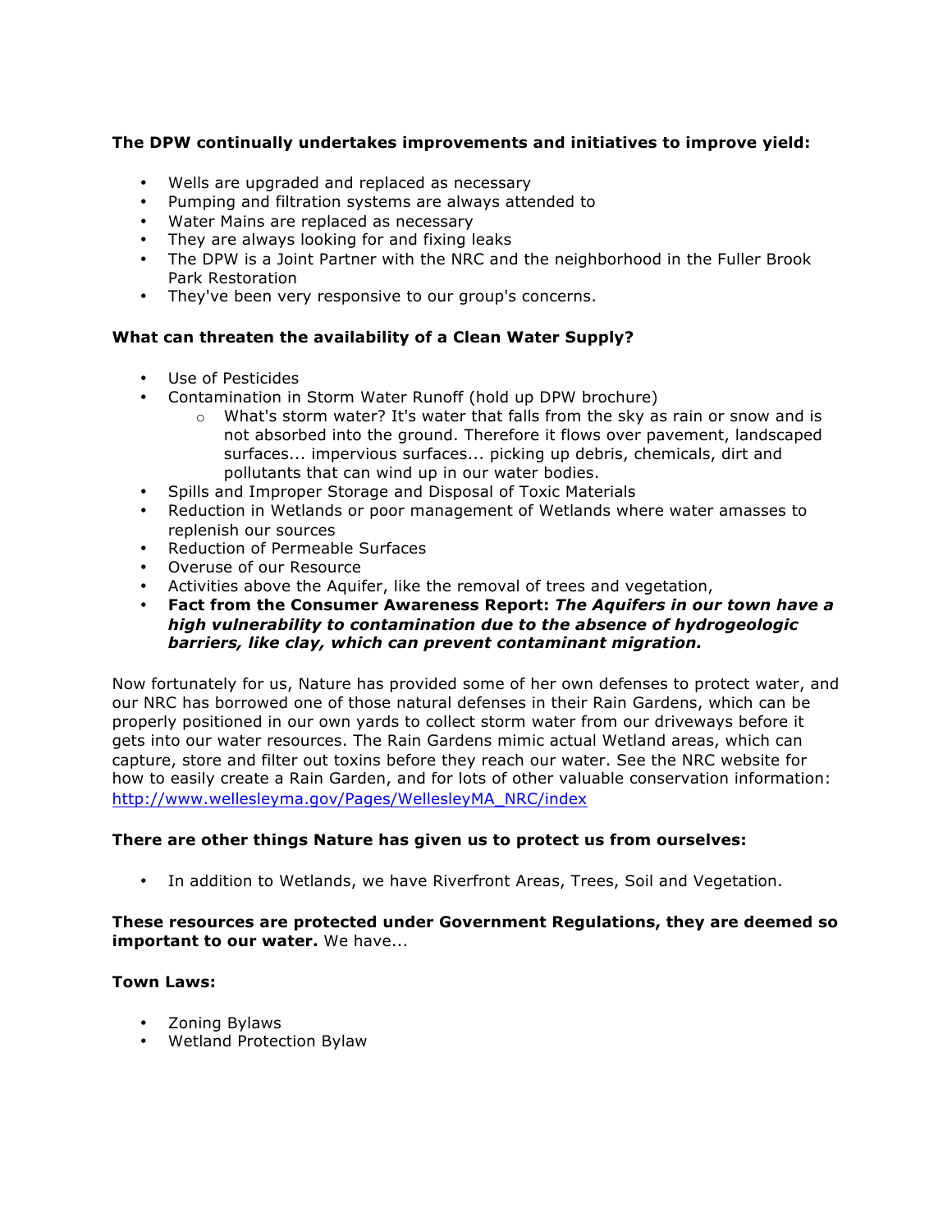**The DPW continually undertakes improvements and initiatives to improve yield:**

- Wells are upgraded and replaced as necessary
- Pumping and filtration systems are always attended to
- Water Mains are replaced as necessary
- They are always looking for and fixing leaks
- The DPW is a Joint Partner with the NRC and the neighborhood in the Fuller Brook Park Restoration
- They've been very responsive to our group's concerns.

**What can threaten the availability of a Clean Water Supply?**

- Use of Pesticides
- Contamination in Storm Water Runoff (hold up DPW brochure)
  - What's storm water? It's water that falls from the sky as rain or snow and is not absorbed into the ground. Therefore it flows over pavement, landscaped surfaces... impervious surfaces... picking up debris, chemicals, dirt and pollutants that can wind up in our water bodies.
- Spills and Improper Storage and Disposal of Toxic Materials
- Reduction in Wetlands or poor management of Wetlands where water amasses to replenish our sources
- Reduction of Permeable Surfaces
- Overuse of our Resource
- Activities above the Aquifer, like the removal of trees and vegetation,
- **Fact from the Consumer Awareness Report:** ***The Aquifers in our town have a high vulnerability to contamination due to the absence of hydrogeologic barriers, like clay, which can prevent contaminant migration.***

Now fortunately for us, Nature has provided some of her own defenses to protect water, and our NRC has borrowed one of those natural defenses in their Rain Gardens, which can be properly positioned in our own yards to collect storm water from our driveways before it gets into our water resources. The Rain Gardens mimic actual Wetland areas, which can capture, store and filter out toxins before they reach our water. See the NRC website for how to easily create a Rain Garden, and for lots of other valuable conservation information: [http://www.wellesleyma.gov/Pages/WellesleyMA_NRC/index](http://www.wellesleyma.gov/Pages/WellesleyMA_NRC/index)

**There are other things Nature has given us to protect us from ourselves:**

- In addition to Wetlands, we have Riverfront Areas, Trees, Soil and Vegetation.

**These resources are protected under Government Regulations, they are deemed so important to our water.** We have...

**Town Laws:**

- Zoning Bylaws
- Wetland Protection Bylaw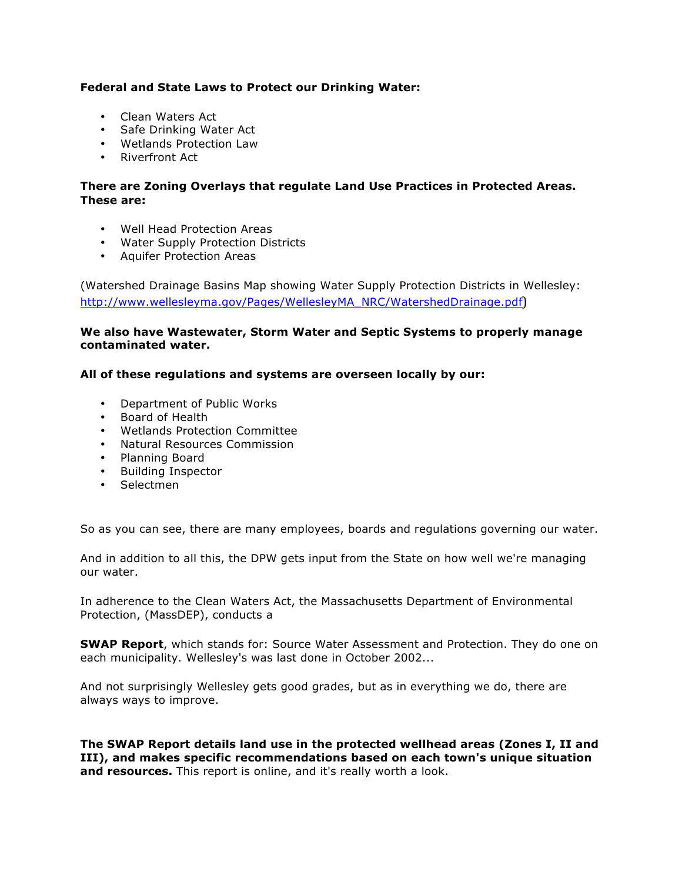**Federal and State Laws to Protect our Drinking Water:**

- Clean Waters Act
- Safe Drinking Water Act
- Wetlands Protection Law
- Riverfront Act

**There are Zoning Overlays that regulate Land Use Practices in Protected Areas. These are:**

- Well Head Protection Areas
- Water Supply Protection Districts
- Aquifer Protection Areas

(Watershed Drainage Basins Map showing Water Supply Protection Districts in Wellesley: [http://www.wellesleyma.gov/Pages/WellesleyMA_NRC/WatershedDrainage.pdf](http://www.wellesleyma.gov/Pages/WellesleyMA_NRC/WatershedDrainage.pdf))

**We also have Wastewater, Storm Water and Septic Systems to properly manage contaminated water.**

**All of these regulations and systems are overseen locally by our:**

- Department of Public Works
- Board of Health
- Wetlands Protection Committee
- Natural Resources Commission
- Planning Board
- Building Inspector
- Selectmen

So as you can see, there are many employees, boards and regulations governing our water.

And in addition to all this, the DPW gets input from the State on how well we're managing our water.

In adherence to the Clean Waters Act, the Massachusetts Department of Environmental Protection, (MassDEP), conducts a

**SWAP Report**, which stands for: Source Water Assessment and Protection. They do one on each municipality. Wellesley's was last done in October 2002...

And not surprisingly Wellesley gets good grades, but as in everything we do, there are always ways to improve.

**The SWAP Report details land use in the protected wellhead areas (Zones I, II and III), and makes specific recommendations based on each town's unique situation and resources.** This report is online, and it's really worth a look.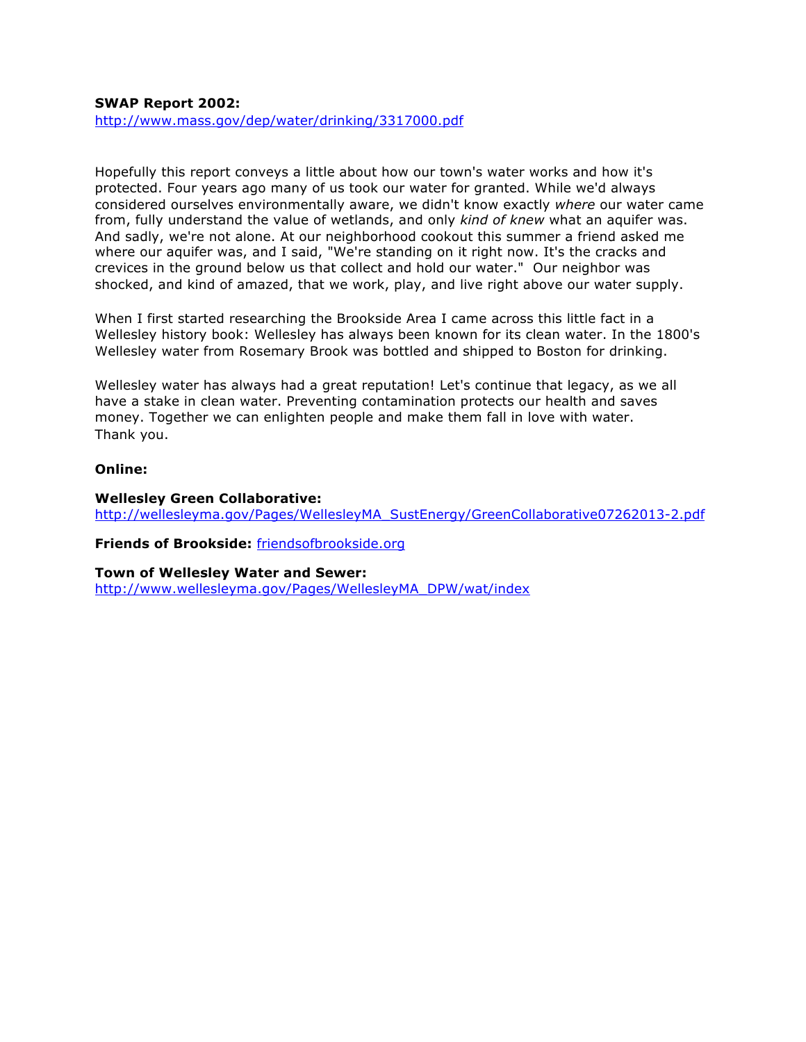**SWAP Report 2002:**
http://www.mass.gov/dep/water/drinking/3317000.pdf

Hopefully this report conveys a little about how our town's water works and how it's protected. Four years ago many of us took our water for granted. While we'd always considered ourselves environmentally aware, we didn't know exactly *where* our water came from, fully understand the value of wetlands, and only *kind of knew* what an aquifer was. And sadly, we're not alone. At our neighborhood cookout this summer a friend asked me where our aquifer was, and I said, "We're standing on it right now. It's the cracks and crevices in the ground below us that collect and hold our water." Our neighbor was shocked, and kind of amazed, that we work, play, and live right above our water supply.

When I first started researching the Brookside Area I came across this little fact in a Wellesley history book: Wellesley has always been known for its clean water. In the 1800's Wellesley water from Rosemary Brook was bottled and shipped to Boston for drinking.

Wellesley water has always had a great reputation! Let's continue that legacy, as we all have a stake in clean water. Preventing contamination protects our health and saves money. Together we can enlighten people and make them fall in love with water.
Thank you.

**Online:**

**Wellesley Green Collaborative:**
http://wellesleyma.gov/Pages/WellesleyMA_SustEnergy/GreenCollaborative07262013-2.pdf

**Friends of Brookside:** friendsofbrookside.org

**Town of Wellesley Water and Sewer:**
http://www.wellesleyma.gov/Pages/WellesleyMA_DPW/wat/index